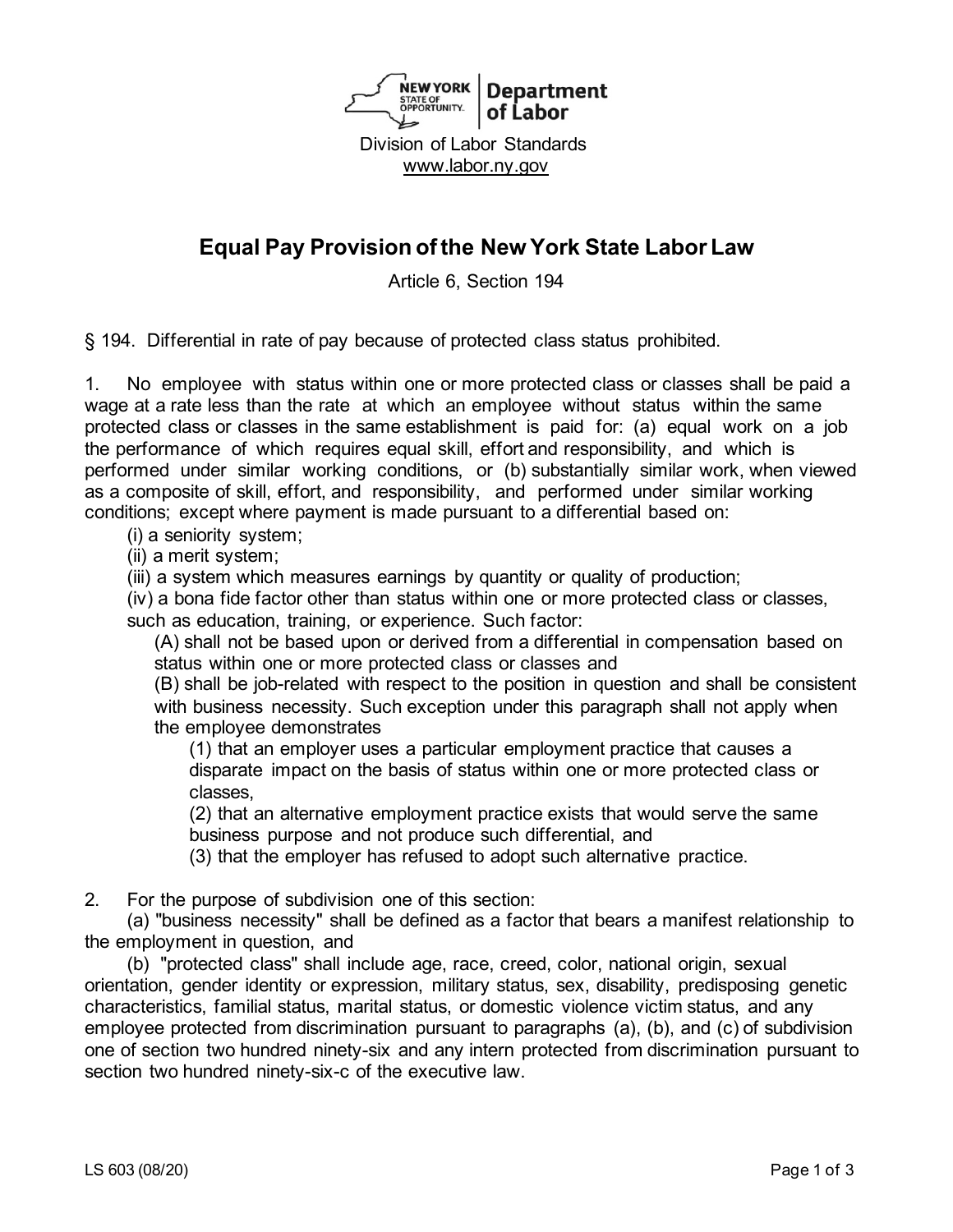New York State of Opportunity | Department of Labor

Division of Labor Standards
www.labor.ny.gov

# Equal Pay Provision of the New York State Labor Law

Article 6, Section 194

§ 194. Differential in rate of pay because of protected class status prohibited.

1. No employee with status within one or more protected class or classes shall be paid a wage at a rate less than the rate at which an employee without status within the same protected class or classes in the same establishment is paid for: (a) equal work on a job the performance of which requires equal skill, effort and responsibility, and which is performed under similar working conditions, or (b) substantially similar work, when viewed as a composite of skill, effort, and responsibility, and performed under similar working conditions; except where payment is made pursuant to a differential based on:

   (i) a seniority system;
   (ii) a merit system;
   (iii) a system which measures earnings by quantity or quality of production;
   (iv) a bona fide factor other than status within one or more protected class or classes, such as education, training, or experience. Such factor:

      (A) shall not be based upon or derived from a differential in compensation based on status within one or more protected class or classes and
      (B) shall be job-related with respect to the position in question and shall be consistent with business necessity. Such exception under this paragraph shall not apply when the employee demonstrates

         (1) that an employer uses a particular employment practice that causes a disparate impact on the basis of status within one or more protected class or classes,
         (2) that an alternative employment practice exists that would serve the same business purpose and not produce such differential, and
         (3) that the employer has refused to adopt such alternative practice.

2. For the purpose of subdivision one of this section:

   (a) "business necessity" shall be defined as a factor that bears a manifest relationship to the employment in question, and

   (b) "protected class" shall include age, race, creed, color, national origin, sexual orientation, gender identity or expression, military status, sex, disability, predisposing genetic characteristics, familial status, marital status, or domestic violence victim status, and any employee protected from discrimination pursuant to paragraphs (a), (b), and (c) of subdivision one of section two hundred ninety-six and any intern protected from discrimination pursuant to section two hundred ninety-six-c of the executive law.

LS 603 (08/20)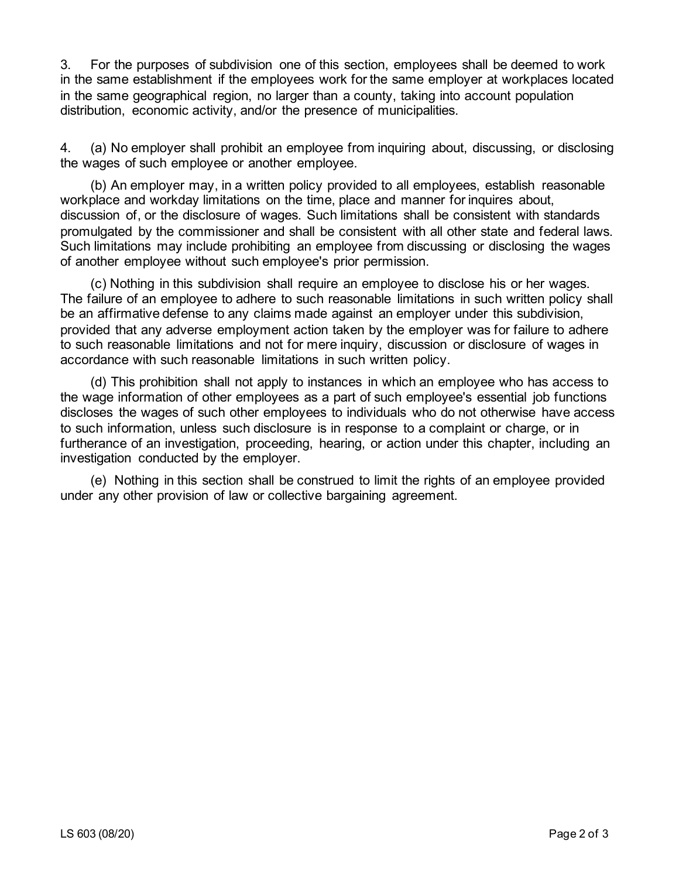3. For the purposes of subdivision one of this section, employees shall be deemed to work in the same establishment if the employees work for the same employer at workplaces located in the same geographical region, no larger than a county, taking into account population distribution, economic activity, and/or the presence of municipalities.

4. (a) No employer shall prohibit an employee from inquiring about, discussing, or disclosing the wages of such employee or another employee.

(b) An employer may, in a written policy provided to all employees, establish reasonable workplace and workday limitations on the time, place and manner for inquires about, discussion of, or the disclosure of wages. Such limitations shall be consistent with standards promulgated by the commissioner and shall be consistent with all other state and federal laws. Such limitations may include prohibiting an employee from discussing or disclosing the wages of another employee without such employee's prior permission.

(c) Nothing in this subdivision shall require an employee to disclose his or her wages. The failure of an employee to adhere to such reasonable limitations in such written policy shall be an affirmative defense to any claims made against an employer under this subdivision, provided that any adverse employment action taken by the employer was for failure to adhere to such reasonable limitations and not for mere inquiry, discussion or disclosure of wages in accordance with such reasonable limitations in such written policy.

(d) This prohibition shall not apply to instances in which an employee who has access to the wage information of other employees as a part of such employee's essential job functions discloses the wages of such other employees to individuals who do not otherwise have access to such information, unless such disclosure is in response to a complaint or charge, or in furtherance of an investigation, proceeding, hearing, or action under this chapter, including an investigation conducted by the employer.

(e) Nothing in this section shall be construed to limit the rights of an employee provided under any other provision of law or collective bargaining agreement.

LS 603 (08/20)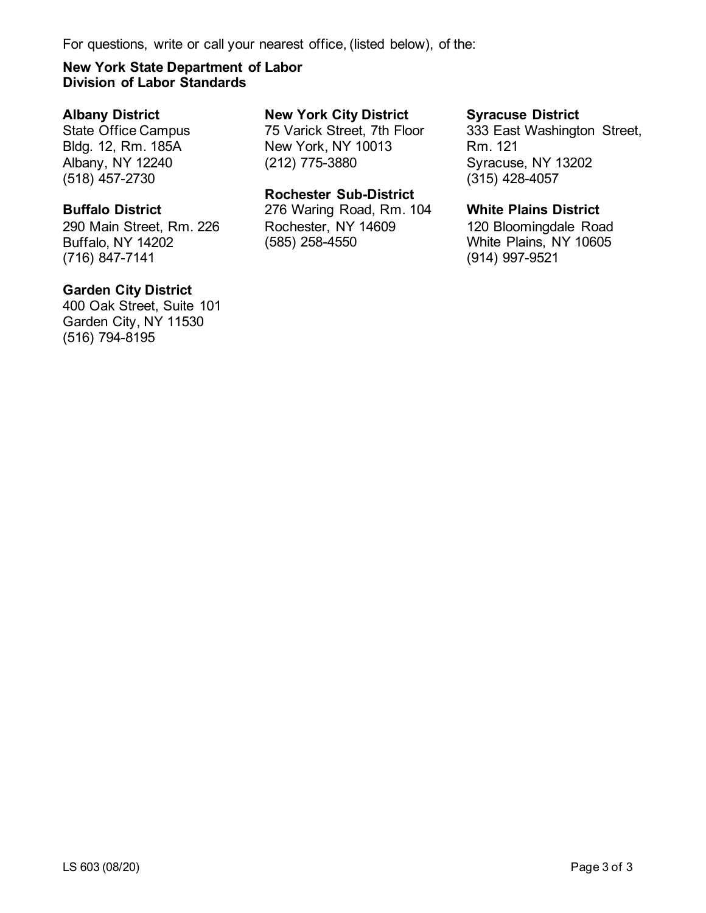For questions, write or call your nearest office, (listed below), of the:

**New York State Department of Labor**
**Division of Labor Standards**

**Albany District**
State Office Campus
Bldg. 12, Rm. 185A
Albany, NY 12240
(518) 457-2730

**Buffalo District**
290 Main Street, Rm. 226
Buffalo, NY 14202
(716) 847-7141

**Garden City District**
400 Oak Street, Suite 101
Garden City, NY 11530
(516) 794-8195

**New York City District**
75 Varick Street, 7th Floor
New York, NY 10013
(212) 775-3880

**Rochester Sub-District**
276 Waring Road, Rm. 104
Rochester, NY 14609
(585) 258-4550

**Syracuse District**
333 East Washington Street,
Rm. 121
Syracuse, NY 13202
(315) 428-4057

**White Plains District**
120 Bloomingdale Road
White Plains, NY 10605
(914) 997-9521

LS 603 (08/20)